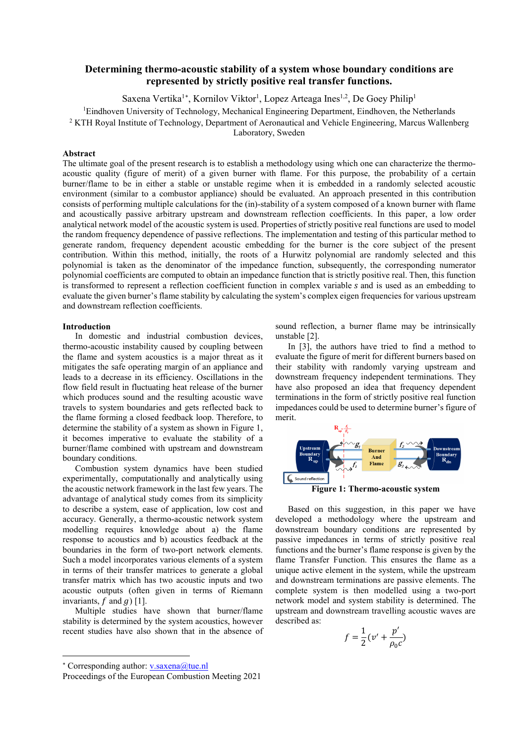# Determining thermo-acoustic stability of a system whose boundary conditions are represented by strictly positive real transfer functions.

Saxena Vertika[1*], Kornilov Viktor[1], Lopez Arteaga Ines[1,2], De Goey Philip[1]

[1]Eindhoven University of Technology, Mechanical Engineering Department, Eindhoven, the Netherlands

[2] KTH Royal Institute of Technology, Department of Aeronautical and Vehicle Engineering, Marcus Wallenberg Laboratory, Sweden

## Abstract

The ultimate goal of the present research is to establish a methodology using which one can characterize the thermo-acoustic quality (figure of merit) of a given burner with flame. For this purpose, the probability of a certain burner/flame to be in either a stable or unstable regime when it is embedded in a randomly selected acoustic environment (similar to a combustor appliance) should be evaluated. An approach presented in this contribution consists of performing multiple calculations for the (in)-stability of a system composed of a known burner with flame and acoustically passive arbitrary upstream and downstream reflection coefficients. In this paper, a low order analytical network model of the acoustic system is used. Properties of strictly positive real functions are used to model the random frequency dependence of passive reflections. The implementation and testing of this particular method to generate random, frequency dependent acoustic embedding for the burner is the core subject of the present contribution. Within this method, initially, the roots of a Hurwitz polynomial are randomly selected and this polynomial is taken as the denominator of the impedance function, subsequently, the corresponding numerator polynomial coefficients are computed to obtain an impedance function that is strictly positive real. Then, this function is transformed to represent a reflection coefficient function in complex variable $s$ and is used as an embedding to evaluate the given burner's flame stability by calculating the system's complex eigen frequencies for various upstream and downstream reflection coefficients.

## Introduction

In domestic and industrial combustion devices, thermo-acoustic instability caused by coupling between the flame and system acoustics is a major threat as it mitigates the safe operating margin of an appliance and leads to a decrease in its efficiency. Oscillations in the flow field result in fluctuating heat release of the burner which produces sound and the resulting acoustic wave travels to system boundaries and gets reflected back to the flame forming a closed feedback loop. Therefore, to determine the stability of a system as shown in Figure 1, it becomes imperative to evaluate the stability of a burner/flame combined with upstream and downstream boundary conditions.

Combustion system dynamics have been studied experimentally, computationally and analytically using the acoustic network framework in the last few years. The advantage of analytical study comes from its simplicity to describe a system, ease of application, low cost and accuracy. Generally, a thermo-acoustic network system modelling requires knowledge about a) the flame response to acoustics and b) acoustics feedback at the boundaries in the form of two-port network elements. Such a model incorporates various elements of a system in terms of their transfer matrices to generate a global transfer matrix which has two acoustic inputs and two acoustic outputs (often given in terms of Riemann invariants, $f$ and $g$) [1].

Multiple studies have shown that burner/flame stability is determined by the system acoustics, however recent studies have also shown that in the absence of sound reflection, a burner flame may be intrinsically unstable [2].

In [3], the authors have tried to find a method to evaluate the figure of merit for different burners based on their stability with randomly varying upstream and downstream frequency independent terminations. They have also proposed an idea that frequency dependent terminations in the form of strictly positive real function impedances could be used to determine burner's figure of merit.

**Figure 1: Thermo-acoustic system**

Based on this suggestion, in this paper we have developed a methodology where the upstream and downstream boundary conditions are represented by passive impedances in terms of strictly positive real functions and the burner's flame response is given by the flame Transfer Function. This ensures the flame as a unique active element in the system, while the upstream and downstream terminations are passive elements. The complete system is then modelled using a two-port network model and system stability is determined. The upstream and downstream travelling acoustic waves are described as:

$$f = \frac{1}{2}(v' + \frac{p'}{\rho_0 c})$$

* Corresponding author: v.saxena@tue.nl

Proceedings of the European Combustion Meeting 2021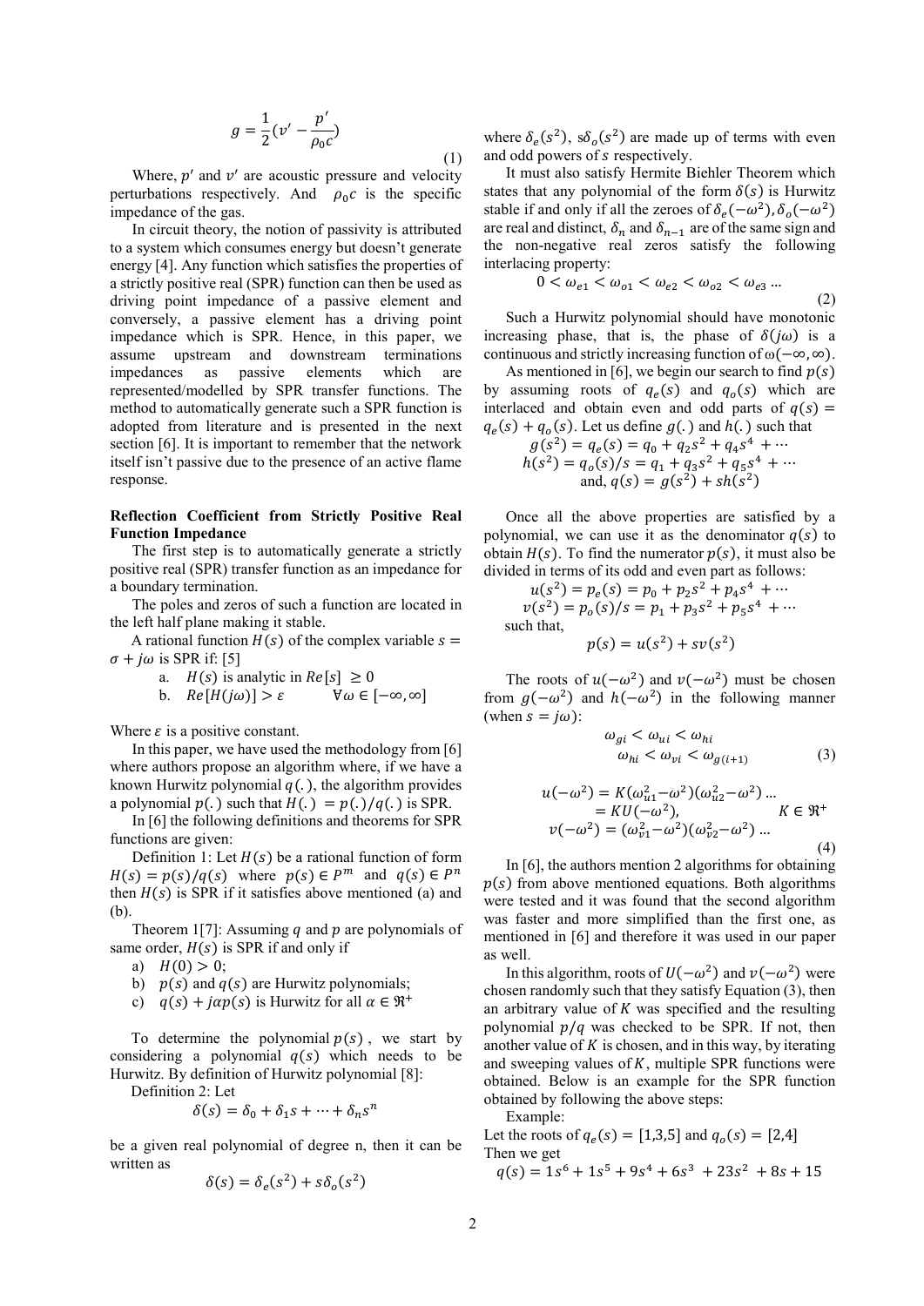$$g = \frac{1}{2}(v' - \frac{p'}{\rho_0 c}) \tag{1}$$

Where, $p'$ and $v'$ are acoustic pressure and velocity perturbations respectively. And $\rho_0 c$ is the specific impedance of the gas.

In circuit theory, the notion of passivity is attributed to a system which consumes energy but doesn't generate energy [4]. Any function which satisfies the properties of a strictly positive real (SPR) function can then be used as driving point impedance of a passive element and conversely, a passive element has a driving point impedance which is SPR. Hence, in this paper, we assume upstream and downstream terminations impedances as passive elements which are represented/modelled by SPR transfer functions. The method to automatically generate such a SPR function is adopted from literature and is presented in the next section [6]. It is important to remember that the network itself isn't passive due to the presence of an active flame response.

**Reflection Coefficient from Strictly Positive Real Function Impedance**

The first step is to automatically generate a strictly positive real (SPR) transfer function as an impedance for a boundary termination.

The poles and zeros of such a function are located in the left half plane making it stable.

A rational function $H(s)$ of the complex variable $s = \sigma + j\omega$ is SPR if: [5]

a. $H(s)$ is analytic in $Re[s] \geq 0$
b. $Re[H(j\omega)] > \varepsilon \qquad \forall \omega \in [-\infty, \infty]$

Where $\varepsilon$ is a positive constant.

In this paper, we have used the methodology from [6] where authors propose an algorithm where, if we have a known Hurwitz polynomial $q(.)$, the algorithm provides a polynomial $p(.)$ such that $H(.) = p(.)/q(.)$ is SPR.

In [6] the following definitions and theorems for SPR functions are given:

Definition 1: Let $H(s)$ be a rational function of form $H(s) = p(s)/q(s)$ where $p(s) \in P^m$ and $q(s) \in P^n$ then $H(s)$ is SPR if it satisfies above mentioned (a) and (b).

Theorem 1[7]: Assuming $q$ and $p$ are polynomials of same order, $H(s)$ is SPR if and only if

a) $H(0) > 0$;
b) $p(s)$ and $q(s)$ are Hurwitz polynomials;
c) $q(s) + j\alpha p(s)$ is Hurwitz for all $\alpha \in \Re^+$

To determine the polynomial $p(s)$, we start by considering a polynomial $q(s)$ which needs to be Hurwitz. By definition of Hurwitz polynomial [8]:

Definition 2: Let

$$\delta(s) = \delta_0 + \delta_1 s + \cdots + \delta_n s^n$$

be a given real polynomial of degree n, then it can be written as

$$\delta(s) = \delta_e(s^2) + s\delta_o(s^2)$$

where $\delta_e(s^2)$, $s\delta_o(s^2)$ are made up of terms with even and odd powers of $s$ respectively.

It must also satisfy Hermite Biehler Theorem which states that any polynomial of the form $\delta(s)$ is Hurwitz stable if and only if all the zeroes of $\delta_e(-\omega^2), \delta_o(-\omega^2)$ are real and distinct, $\delta_n$ and $\delta_{n-1}$ are of the same sign and the non-negative real zeros satisfy the following interlacing property:

$$0 < \omega_{e1} < \omega_{o1} < \omega_{e2} < \omega_{o2} < \omega_{e3} \ldots \tag{2}$$

Such a Hurwitz polynomial should have monotonic increasing phase, that is, the phase of $\delta(j\omega)$ is a continuous and strictly increasing function of $\omega(-\infty, \infty)$.

As mentioned in [6], we begin our search to find $p(s)$ by assuming roots of $q_e(s)$ and $q_o(s)$ which are interlaced and obtain even and odd parts of $q(s) = q_e(s) + q_o(s)$. Let us define $g(.)$ and $h(.)$ such that

$$g(s^2) = q_e(s) = q_0 + q_2 s^2 + q_4 s^4 + \cdots$$
$$h(s^2) = q_o(s)/s = q_1 + q_3 s^2 + q_5 s^4 + \cdots$$
$$\text{and, } q(s) = g(s^2) + sh(s^2)$$

Once all the above properties are satisfied by a polynomial, we can use it as the denominator $q(s)$ to obtain $H(s)$. To find the numerator $p(s)$, it must also be divided in terms of its odd and even part as follows:

$$u(s^2) = p_e(s) = p_0 + p_2 s^2 + p_4 s^4 + \cdots$$
$$v(s^2) = p_o(s)/s = p_1 + p_3 s^2 + p_5 s^4 + \cdots$$

such that,

$$p(s) = u(s^2) + sv(s^2)$$

The roots of $u(-\omega^2)$ and $v(-\omega^2)$ must be chosen from $g(-\omega^2)$ and $h(-\omega^2)$ in the following manner (when $s = j\omega$):

$$\omega_{gi} < \omega_{ui} < \omega_{hi}$$
$$\omega_{hi} < \omega_{vi} < \omega_{g(i+1)} \tag{3}$$

$$u(-\omega^2) = K(\omega_{u1}^2 - \omega^2)(\omega_{u2}^2 - \omega^2) \ldots$$
$$= KU(-\omega^2), \qquad K \in \Re^+$$
$$v(-\omega^2) = (\omega_{v1}^2 - \omega^2)(\omega_{v2}^2 - \omega^2) \ldots \tag{4}$$

In [6], the authors mention 2 algorithms for obtaining $p(s)$ from above mentioned equations. Both algorithms were tested and it was found that the second algorithm was faster and more simplified than the first one, as mentioned in [6] and therefore it was used in our paper as well.

In this algorithm, roots of $U(-\omega^2)$ and $v(-\omega^2)$ were chosen randomly such that they satisfy Equation (3), then an arbitrary value of $K$ was specified and the resulting polynomial $p/q$ was checked to be SPR. If not, then another value of $K$ is chosen, and in this way, by iterating and sweeping values of $K$, multiple SPR functions were obtained. Below is an example for the SPR function obtained by following the above steps:

Example:

Let the roots of $q_e(s) = [1,3,5]$ and $q_o(s) = [2,4]$

Then we get

$$q(s) = 1s^6 + 1s^5 + 9s^4 + 6s^3 + 23s^2 + 8s + 15$$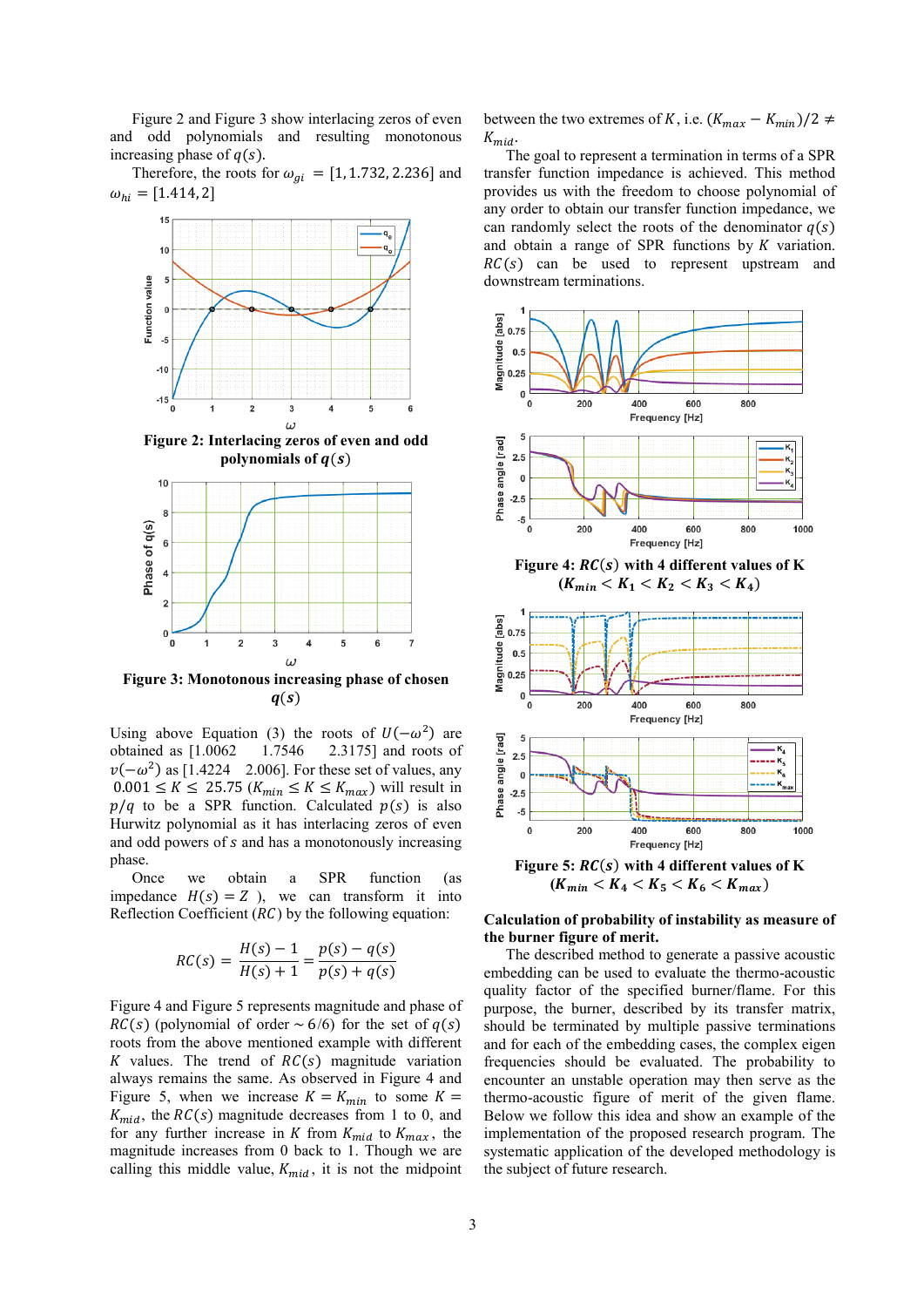Figure 2 and Figure 3 show interlacing zeros of even and odd polynomials and resulting monotonous increasing phase of $q(s)$.

Therefore, the roots for $\omega_{gi} = [1, 1.732, 2.236]$ and $\omega_{hi} = [1.414, 2]$

**Figure 2: Interlacing zeros of even and odd polynomials of $q(s)$**

**Figure 3: Monotonous increasing phase of chosen $q(s)$**

Using above Equation (3) the roots of $U(-\omega^2)$ are obtained as [1.0062 1.7546 2.3175] and roots of $v(-\omega^2)$ as [1.4224 2.006]. For these set of values, any $0.001 \leq K \leq 25.75$ ($K_{min} \leq K \leq K_{max}$) will result in $p/q$ to be a SPR function. Calculated $p(s)$ is also Hurwitz polynomial as it has interlacing zeros of even and odd powers of $s$ and has a monotonously increasing phase.

Once we obtain a SPR function (as impedance $H(s) = Z$), we can transform it into Reflection Coefficient ($RC$) by the following equation:

$$RC(s) = \frac{H(s) - 1}{H(s) + 1} = \frac{p(s) - q(s)}{p(s) + q(s)}$$

Figure 4 and Figure 5 represents magnitude and phase of $RC(s)$ (polynomial of order ~ 6/6) for the set of $q(s)$ roots from the above mentioned example with different $K$ values. The trend of $RC(s)$ magnitude variation always remains the same. As observed in Figure 4 and Figure 5, when we increase $K = K_{min}$ to some $K = K_{mid}$, the $RC(s)$ magnitude decreases from 1 to 0, and for any further increase in $K$ from $K_{mid}$ to $K_{max}$, the magnitude increases from 0 back to 1. Though we are calling this middle value, $K_{mid}$, it is not the midpoint between the two extremes of $K$, i.e. $(K_{max} - K_{min})/2 \neq K_{mid}$.

The goal to represent a termination in terms of a SPR transfer function impedance is achieved. This method provides us with the freedom to choose polynomial of any order to obtain our transfer function impedance, we can randomly select the roots of the denominator $q(s)$ and obtain a range of SPR functions by $K$ variation. $RC(s)$ can be used to represent upstream and downstream terminations.

**Figure 4: $RC(s)$ with 4 different values of K ($K_{min} < K_1 < K_2 < K_3 < K_4$)**

**Figure 5: $RC(s)$ with 4 different values of K ($K_{min} < K_4 < K_5 < K_6 < K_{max}$)**

**Calculation of probability of instability as measure of the burner figure of merit.**

The described method to generate a passive acoustic embedding can be used to evaluate the thermo-acoustic quality factor of the specified burner/flame. For this purpose, the burner, described by its transfer matrix, should be terminated by multiple passive terminations and for each of the embedding cases, the complex eigen frequencies should be evaluated. The probability to encounter an unstable operation may then serve as the thermo-acoustic figure of merit of the given flame. Below we follow this idea and show an example of the implementation of the proposed research program. The systematic application of the developed methodology is the subject of future research.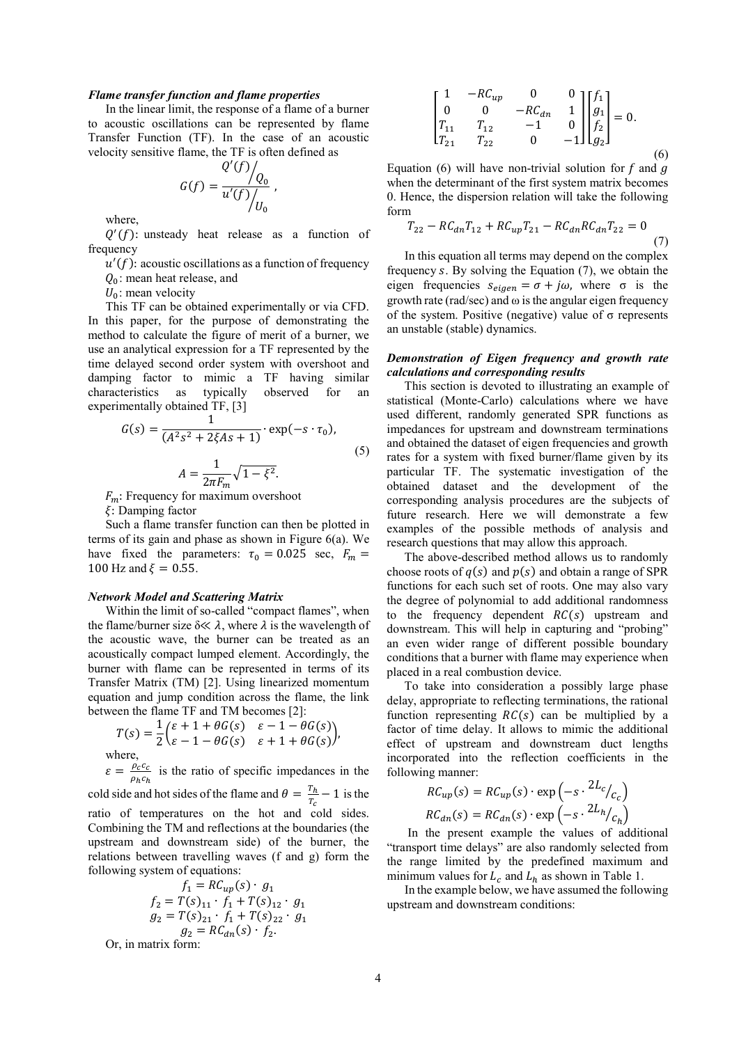***Flame transfer function and flame properties***

In the linear limit, the response of a flame of a burner to acoustic oscillations can be represented by flame Transfer Function (TF). In the case of an acoustic velocity sensitive flame, the TF is often defined as

$$G(f) = \frac{Q'(f)\Big/Q_0}{u'(f)\Big/U_0},$$

where,

$Q'(f)$: unsteady heat release as a function of frequency

$u'(f)$: acoustic oscillations as a function of frequency

$Q_0$: mean heat release, and

$U_0$: mean velocity

This TF can be obtained experimentally or via CFD. In this paper, for the purpose of demonstrating the method to calculate the figure of merit of a burner, we use an analytical expression for a TF represented by the time delayed second order system with overshoot and damping factor to mimic a TF having similar characteristics as typically observed for an experimentally obtained TF, [3]

$$G(s) = \frac{1}{(A^2 s^2 + 2\xi A s + 1)} \cdot \exp(-s \cdot \tau_0),$$
$$A = \frac{1}{2\pi F_m}\sqrt{1-\xi^2}. \tag{5}$$

$F_m$: Frequency for maximum overshoot

$\xi$: Damping factor

Such a flame transfer function can then be plotted in terms of its gain and phase as shown in Figure 6(a). We have fixed the parameters: $\tau_0 = 0.025$ sec, $F_m = 100$ Hz and $\xi = 0.55$.

***Network Model and Scattering Matrix***

Within the limit of so-called "compact flames", when the flame/burner size $\delta \ll \lambda$, where $\lambda$ is the wavelength of the acoustic wave, the burner can be treated as an acoustically compact lumped element. Accordingly, the burner with flame can be represented in terms of its Transfer Matrix (TM) [2]. Using linearized momentum equation and jump condition across the flame, the link between the flame TF and TM becomes [2]:

$$T(s) = \frac{1}{2}\begin{pmatrix} \varepsilon + 1 + \theta G(s) & \varepsilon - 1 - \theta G(s) \\ \varepsilon - 1 - \theta G(s) & \varepsilon + 1 + \theta G(s) \end{pmatrix},$$

where,

$\varepsilon = \frac{\rho_c c_c}{\rho_h c_h}$ is the ratio of specific impedances in the cold side and hot sides of the flame and $\theta = \frac{T_h}{T_c} - 1$ is the ratio of temperatures on the hot and cold sides. Combining the TM and reflections at the boundaries (the upstream and downstream side) of the burner, the relations between travelling waves (f and g) form the following system of equations:

$$f_1 = RC_{up}(s) \cdot g_1$$
$$f_2 = T(s)_{11} \cdot f_1 + T(s)_{12} \cdot g_1$$
$$g_2 = T(s)_{21} \cdot f_1 + T(s)_{22} \cdot g_1$$
$$g_2 = RC_{dn}(s) \cdot f_2.$$

Or, in matrix form:

$$\begin{bmatrix} 1 & -RC_{up} & 0 & 0 \\ 0 & 0 & -RC_{dn} & 1 \\ T_{11} & T_{12} & -1 & 0 \\ T_{21} & T_{22} & 0 & -1 \end{bmatrix} \begin{bmatrix} f_1 \\ g_1 \\ f_2 \\ g_2 \end{bmatrix} = 0. \tag{6}$$

Equation (6) will have non-trivial solution for $f$ and $g$ when the determinant of the first system matrix becomes 0. Hence, the dispersion relation will take the following form

$$T_{22} - RC_{dn}T_{12} + RC_{up}T_{21} - RC_{dn}RC_{dn}T_{22} = 0 \tag{7}$$

In this equation all terms may depend on the complex frequency $s$. By solving the Equation (7), we obtain the eigen frequencies $s_{eigen} = \sigma + j\omega$, where σ is the growth rate (rad/sec) and ω is the angular eigen frequency of the system. Positive (negative) value of σ represents an unstable (stable) dynamics.

***Demonstration of Eigen frequency and growth rate calculations and corresponding results***

This section is devoted to illustrating an example of statistical (Monte-Carlo) calculations where we have used different, randomly generated SPR functions as impedances for upstream and downstream terminations and obtained the dataset of eigen frequencies and growth rates for a system with fixed burner/flame given by its particular TF. The systematic investigation of the obtained dataset and the development of the corresponding analysis procedures are the subjects of future research. Here we will demonstrate a few examples of the possible methods of analysis and research questions that may allow this approach.

The above-described method allows us to randomly choose roots of $q(s)$ and $p(s)$ and obtain a range of SPR functions for each such set of roots. One may also vary the degree of polynomial to add additional randomness to the frequency dependent $RC(s)$ upstream and downstream. This will help in capturing and "probing" an even wider range of different possible boundary conditions that a burner with flame may experience when placed in a real combustion device.

To take into consideration a possibly large phase delay, appropriate to reflecting terminations, the rational function representing $RC(s)$ can be multiplied by a factor of time delay. It allows to mimic the additional effect of upstream and downstream duct lengths incorporated into the reflection coefficients in the following manner:

$$RC_{up}(s) = RC_{up}(s) \cdot \exp\left(-s \cdot {}^{2L_c}\!/_{c_c}\right)$$
$$RC_{dn}(s) = RC_{dn}(s) \cdot \exp\left(-s \cdot {}^{2L_h}\!/_{c_h}\right)$$

In the present example the values of additional "transport time delays" are also randomly selected from the range limited by the predefined maximum and minimum values for $L_c$ and $L_h$ as shown in Table 1.

In the example below, we have assumed the following upstream and downstream conditions: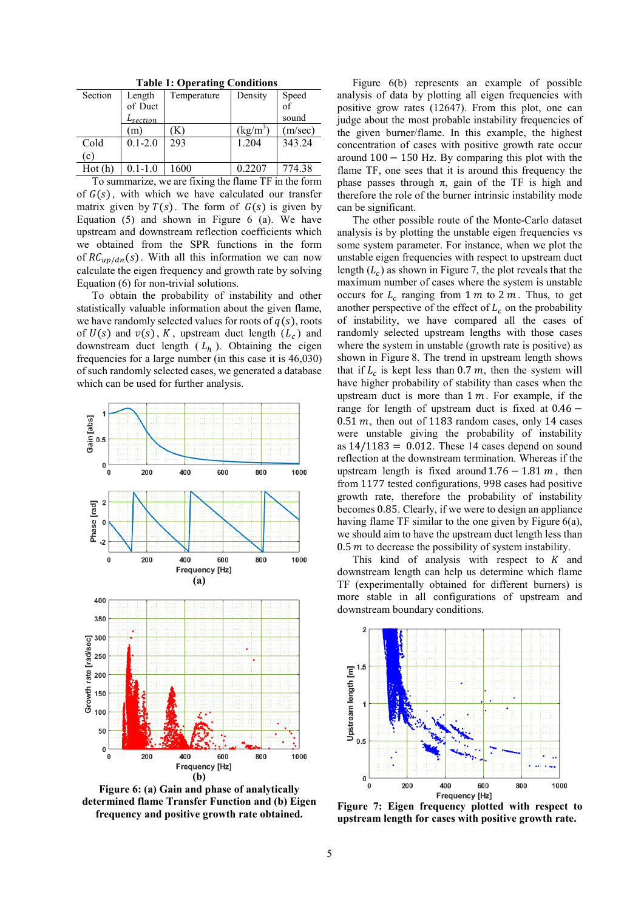**Table 1: Operating Conditions**

| Section | Length of Duct $L_{section}$ | Temperature | Density | Speed of sound |
|---|---|---|---|---|
| | (m) | (K) | (kg/m$^3$) | (m/sec) |
| Cold (c) | 0.1-2.0 | 293 | 1.204 | 343.24 |
| Hot (h) | 0.1-1.0 | 1600 | 0.2207 | 774.38 |

To summarize, we are fixing the flame TF in the form of $G(s)$, with which we have calculated our transfer matrix given by $T(s)$. The form of $G(s)$ is given by Equation (5) and shown in Figure 6 (a). We have upstream and downstream reflection coefficients which we obtained from the SPR functions in the form of $RC_{up/dn}(s)$. With all this information we can now calculate the eigen frequency and growth rate by solving Equation (6) for non-trivial solutions.

To obtain the probability of instability and other statistically valuable information about the given flame, we have randomly selected values for roots of $q(s)$, roots of $U(s)$ and $v(s)$, $K$, upstream duct length ($L_c$) and downstream duct length ($L_h$). Obtaining the eigen frequencies for a large number (in this case it is 46,030) of such randomly selected cases, we generated a database which can be used for further analysis.

**Figure 6: (a) Gain and phase of analytically determined flame Transfer Function and (b) Eigen frequency and positive growth rate obtained.**

Figure 6(b) represents an example of possible analysis of data by plotting all eigen frequencies with positive grow rates (12647). From this plot, one can judge about the most probable instability frequencies of the given burner/flame. In this example, the highest concentration of cases with positive growth rate occur around $100 - 150$ Hz. By comparing this plot with the flame TF, one sees that it is around this frequency the phase passes through $\pi$, gain of the TF is high and therefore the role of the burner intrinsic instability mode can be significant.

The other possible route of the Monte-Carlo dataset analysis is by plotting the unstable eigen frequencies vs some system parameter. For instance, when we plot the unstable eigen frequencies with respect to upstream duct length ($L_c$) as shown in Figure 7, the plot reveals that the maximum number of cases where the system is unstable occurs for $L_c$ ranging from $1\ m$ to $2\ m$. Thus, to get another perspective of the effect of $L_c$ on the probability of instability, we have compared all the cases of randomly selected upstream lengths with those cases where the system is in unstable (growth rate is positive) as shown in Figure 8. The trend in upstream length shows that if $L_c$ is kept less than $0.7\ m$, then the system will have higher probability of stability than cases when the upstream duct is more than $1\ m$. For example, if the range for length of upstream duct is fixed at $0.46 - 0.51\ m$, then out of 1183 random cases, only 14 cases were unstable giving the probability of instability as $14/1183 = 0.012$. These 14 cases depend on sound reflection at the downstream termination. Whereas if the upstream length is fixed around $1.76 - 1.81\ m$, then from 1177 tested configurations, 998 cases had positive growth rate, therefore the probability of instability becomes 0.85. Clearly, if we were to design an appliance having flame TF similar to the one given by Figure 6(a), we should aim to have the upstream duct length less than $0.5\ m$ to decrease the possibility of system instability.

This kind of analysis with respect to $K$ and downstream length can help us determine which flame TF (experimentally obtained for different burners) is more stable in all configurations of upstream and downstream boundary conditions.

**Figure 7: Eigen frequency plotted with respect to upstream length for cases with positive growth rate.**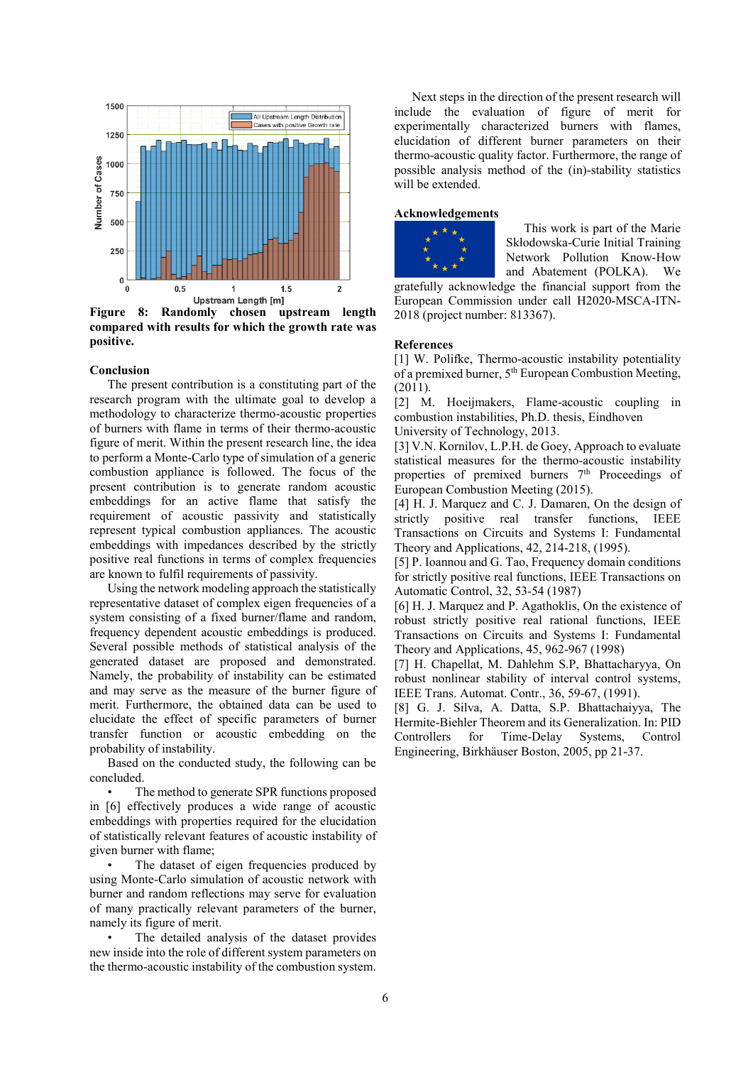1500
1250
1000
750
500
250
0
Number of Cases
0 0.5 1 1.5 2
Upstream Length [m]
All Upstream Length Distribution
Cases with positive Growth rate

**Figure 8: Randomly chosen upstream length compared with results for which the growth rate was positive.**

## Conclusion

The present contribution is a constituting part of the research program with the ultimate goal to develop a methodology to characterize thermo-acoustic properties of burners with flame in terms of their thermo-acoustic figure of merit. Within the present research line, the idea to perform a Monte-Carlo type of simulation of a generic combustion appliance is followed. The focus of the present contribution is to generate random acoustic embeddings for an active flame that satisfy the requirement of acoustic passivity and statistically represent typical combustion appliances. The acoustic embeddings with impedances described by the strictly positive real functions in terms of complex frequencies are known to fulfil requirements of passivity.

Using the network modeling approach the statistically representative dataset of complex eigen frequencies of a system consisting of a fixed burner/flame and random, frequency dependent acoustic embeddings is produced. Several possible methods of statistical analysis of the generated dataset are proposed and demonstrated. Namely, the probability of instability can be estimated and may serve as the measure of the burner figure of merit. Furthermore, the obtained data can be used to elucidate the effect of specific parameters of burner transfer function or acoustic embedding on the probability of instability.

Based on the conducted study, the following can be concluded.

- The method to generate SPR functions proposed in [6] effectively produces a wide range of acoustic embeddings with properties required for the elucidation of statistically relevant features of acoustic instability of given burner with flame;
- The dataset of eigen frequencies produced by using Monte-Carlo simulation of acoustic network with burner and random reflections may serve for evaluation of many practically relevant parameters of the burner, namely its figure of merit.
- The detailed analysis of the dataset provides new inside into the role of different system parameters on the thermo-acoustic instability of the combustion system.

Next steps in the direction of the present research will include the evaluation of figure of merit for experimentally characterized burners with flames, elucidation of different burner parameters on their thermo-acoustic quality factor. Furthermore, the range of possible analysis method of the (in)-stability statistics will be extended.

## Acknowledgements

This work is part of the Marie Skłodowska-Curie Initial Training Network Pollution Know-How and Abatement (POLKA). We gratefully acknowledge the financial support from the European Commission under call H2020-MSCA-ITN-2018 (project number: 813367).

## References

[1] W. Polifke, Thermo-acoustic instability potentiality of a premixed burner, 5th European Combustion Meeting, (2011).

[2] M. Hoeijmakers, Flame-acoustic coupling in combustion instabilities, Ph.D. thesis, Eindhoven University of Technology, 2013.

[3] V.N. Kornilov, L.P.H. de Goey, Approach to evaluate statistical measures for the thermo-acoustic instability properties of premixed burners 7th Proceedings of European Combustion Meeting (2015).

[4] H. J. Marquez and C. J. Damaren, On the design of strictly positive real transfer functions, IEEE Transactions on Circuits and Systems I: Fundamental Theory and Applications, 42, 214-218, (1995).

[5] P. Ioannou and G. Tao, Frequency domain conditions for strictly positive real functions, IEEE Transactions on Automatic Control, 32, 53-54 (1987)

[6] H. J. Marquez and P. Agathoklis, On the existence of robust strictly positive real rational functions, IEEE Transactions on Circuits and Systems I: Fundamental Theory and Applications, 45, 962-967 (1998)

[7] H. Chapellat, M. Dahlehm S.P, Bhattacharyya, On robust nonlinear stability of interval control systems, IEEE Trans. Automat. Contr., 36, 59-67, (1991).

[8] G. J. Silva, A. Datta, S.P. Bhattachaiyya, The Hermite-Biehler Theorem and its Generalization. In: PID Controllers for Time-Delay Systems, Control Engineering, Birkhäuser Boston, 2005, pp 21-37.